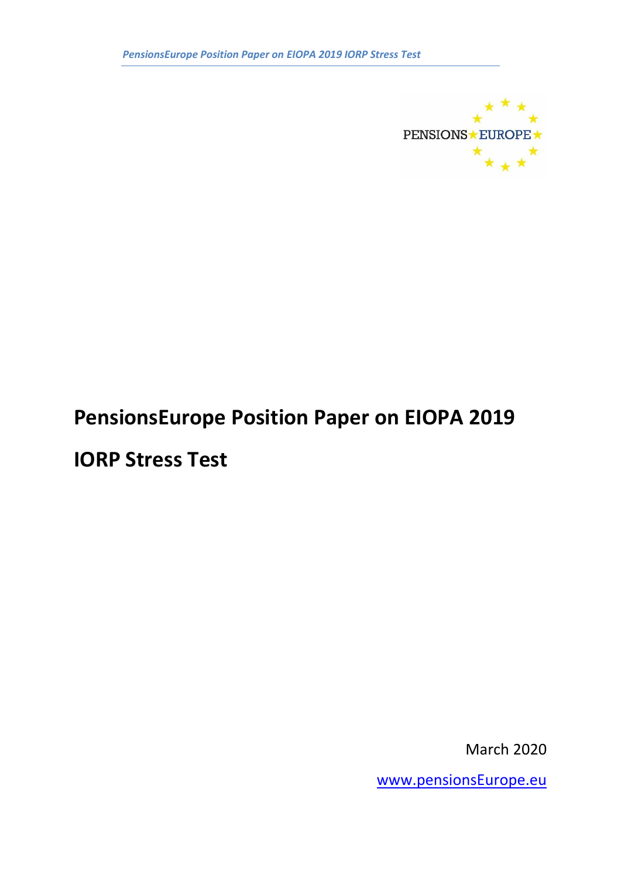# PensionsEurope Position Paper on EIOPA 2019 IORP Stress Test

March 2020

www.pensionsEurope.eu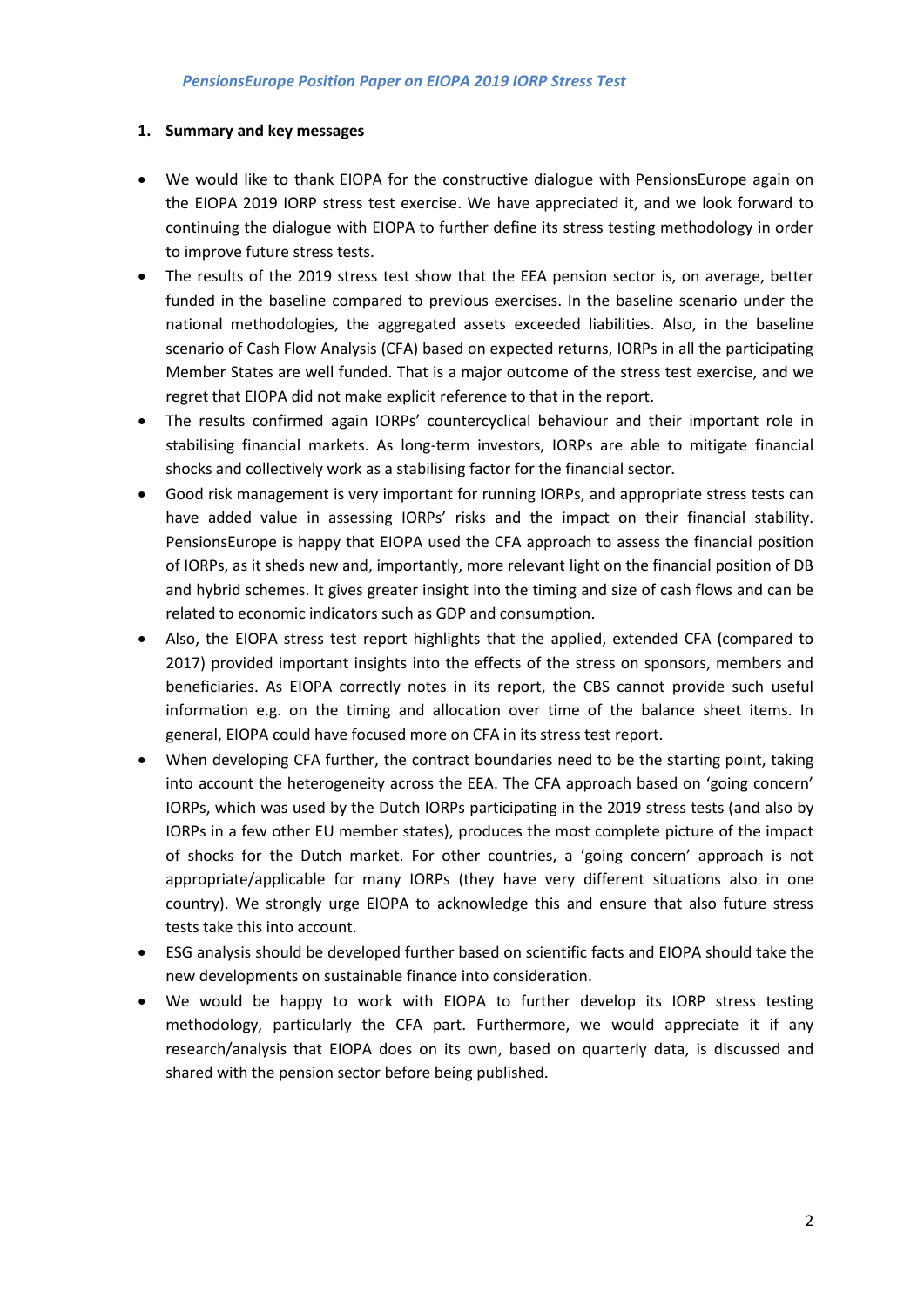## 1. Summary and key messages

- We would like to thank EIOPA for the constructive dialogue with PensionsEurope again on the EIOPA 2019 IORP stress test exercise. We have appreciated it, and we look forward to continuing the dialogue with EIOPA to further define its stress testing methodology in order to improve future stress tests.
- The results of the 2019 stress test show that the EEA pension sector is, on average, better funded in the baseline compared to previous exercises. In the baseline scenario under the national methodologies, the aggregated assets exceeded liabilities. Also, in the baseline scenario of Cash Flow Analysis (CFA) based on expected returns, IORPs in all the participating Member States are well funded. That is a major outcome of the stress test exercise, and we regret that EIOPA did not make explicit reference to that in the report.
- The results confirmed again IORPs' countercyclical behaviour and their important role in stabilising financial markets. As long-term investors, IORPs are able to mitigate financial shocks and collectively work as a stabilising factor for the financial sector.
- Good risk management is very important for running IORPs, and appropriate stress tests can have added value in assessing IORPs' risks and the impact on their financial stability. PensionsEurope is happy that EIOPA used the CFA approach to assess the financial position of IORPs, as it sheds new and, importantly, more relevant light on the financial position of DB and hybrid schemes. It gives greater insight into the timing and size of cash flows and can be related to economic indicators such as GDP and consumption.
- Also, the EIOPA stress test report highlights that the applied, extended CFA (compared to 2017) provided important insights into the effects of the stress on sponsors, members and beneficiaries. As EIOPA correctly notes in its report, the CBS cannot provide such useful information e.g. on the timing and allocation over time of the balance sheet items. In general, EIOPA could have focused more on CFA in its stress test report.
- When developing CFA further, the contract boundaries need to be the starting point, taking into account the heterogeneity across the EEA. The CFA approach based on 'going concern' IORPs, which was used by the Dutch IORPs participating in the 2019 stress tests (and also by IORPs in a few other EU member states), produces the most complete picture of the impact of shocks for the Dutch market. For other countries, a 'going concern' approach is not appropriate/applicable for many IORPs (they have very different situations also in one country). We strongly urge EIOPA to acknowledge this and ensure that also future stress tests take this into account.
- ESG analysis should be developed further based on scientific facts and EIOPA should take the new developments on sustainable finance into consideration.
- We would be happy to work with EIOPA to further develop its IORP stress testing methodology, particularly the CFA part. Furthermore, we would appreciate it if any research/analysis that EIOPA does on its own, based on quarterly data, is discussed and shared with the pension sector before being published.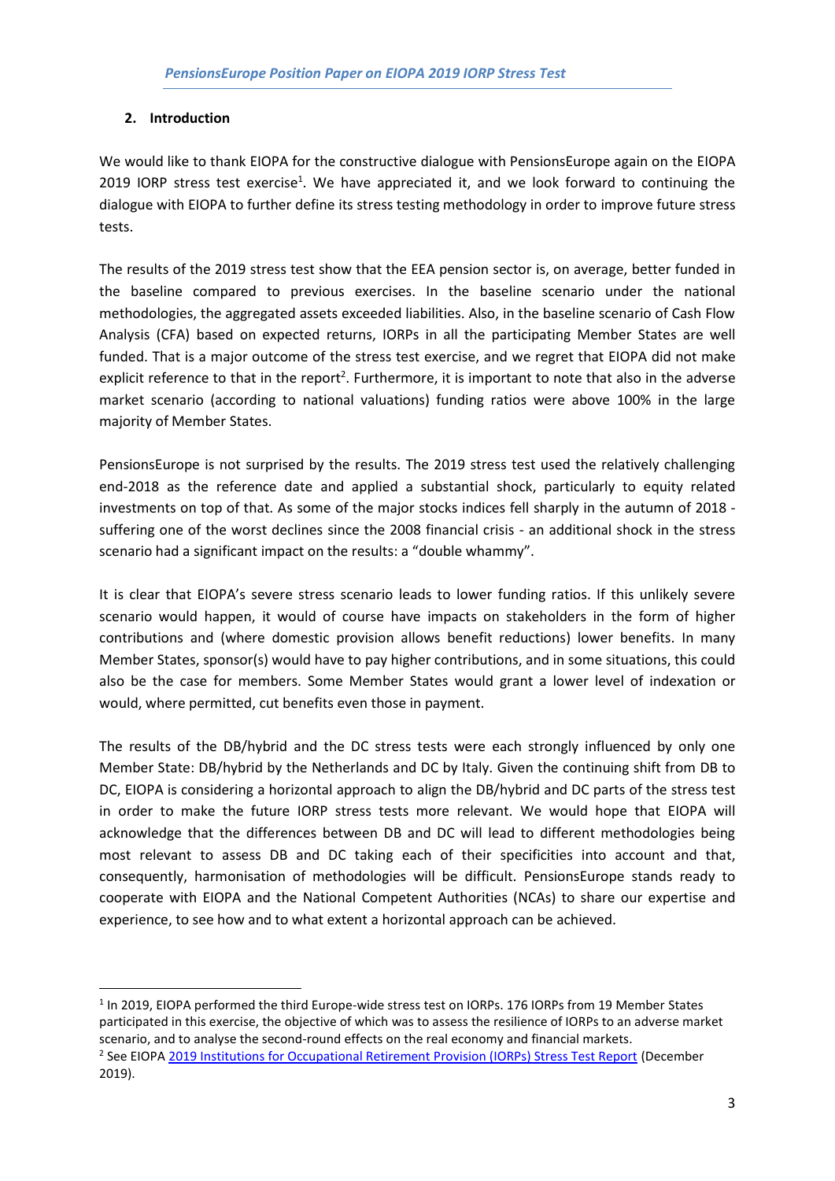## 2. Introduction

We would like to thank EIOPA for the constructive dialogue with PensionsEurope again on the EIOPA 2019 IORP stress test exercise[1]. We have appreciated it, and we look forward to continuing the dialogue with EIOPA to further define its stress testing methodology in order to improve future stress tests.

The results of the 2019 stress test show that the EEA pension sector is, on average, better funded in the baseline compared to previous exercises. In the baseline scenario under the national methodologies, the aggregated assets exceeded liabilities. Also, in the baseline scenario of Cash Flow Analysis (CFA) based on expected returns, IORPs in all the participating Member States are well funded. That is a major outcome of the stress test exercise, and we regret that EIOPA did not make explicit reference to that in the report[2]. Furthermore, it is important to note that also in the adverse market scenario (according to national valuations) funding ratios were above 100% in the large majority of Member States.

PensionsEurope is not surprised by the results. The 2019 stress test used the relatively challenging end-2018 as the reference date and applied a substantial shock, particularly to equity related investments on top of that. As some of the major stocks indices fell sharply in the autumn of 2018 - suffering one of the worst declines since the 2008 financial crisis - an additional shock in the stress scenario had a significant impact on the results: a "double whammy".

It is clear that EIOPA's severe stress scenario leads to lower funding ratios. If this unlikely severe scenario would happen, it would of course have impacts on stakeholders in the form of higher contributions and (where domestic provision allows benefit reductions) lower benefits. In many Member States, sponsor(s) would have to pay higher contributions, and in some situations, this could also be the case for members. Some Member States would grant a lower level of indexation or would, where permitted, cut benefits even those in payment.

The results of the DB/hybrid and the DC stress tests were each strongly influenced by only one Member State: DB/hybrid by the Netherlands and DC by Italy. Given the continuing shift from DB to DC, EIOPA is considering a horizontal approach to align the DB/hybrid and DC parts of the stress test in order to make the future IORP stress tests more relevant. We would hope that EIOPA will acknowledge that the differences between DB and DC will lead to different methodologies being most relevant to assess DB and DC taking each of their specificities into account and that, consequently, harmonisation of methodologies will be difficult. PensionsEurope stands ready to cooperate with EIOPA and the National Competent Authorities (NCAs) to share our expertise and experience, to see how and to what extent a horizontal approach can be achieved.

---

[1] In 2019, EIOPA performed the third Europe-wide stress test on IORPs. 176 IORPs from 19 Member States participated in this exercise, the objective of which was to assess the resilience of IORPs to an adverse market scenario, and to analyse the second-round effects on the real economy and financial markets.

[2] See EIOPA 2019 Institutions for Occupational Retirement Provision (IORPs) Stress Test Report (December 2019).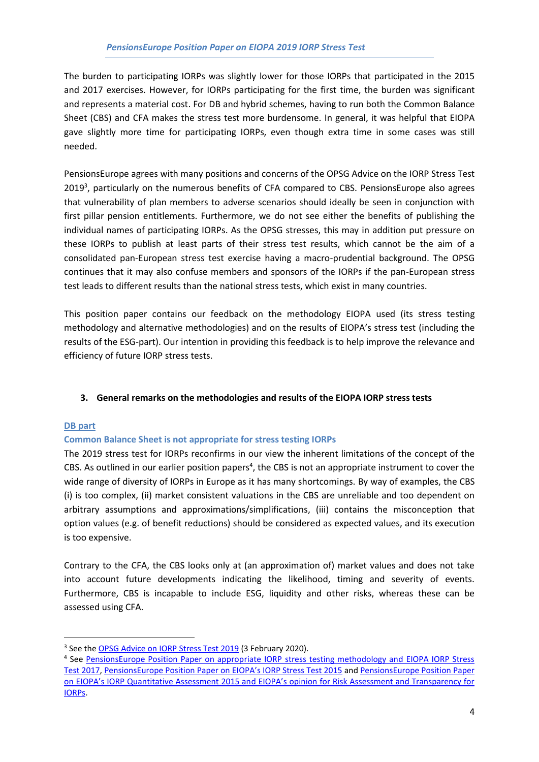The burden to participating IORPs was slightly lower for those IORPs that participated in the 2015 and 2017 exercises. However, for IORPs participating for the first time, the burden was significant and represents a material cost. For DB and hybrid schemes, having to run both the Common Balance Sheet (CBS) and CFA makes the stress test more burdensome. In general, it was helpful that EIOPA gave slightly more time for participating IORPs, even though extra time in some cases was still needed.

PensionsEurope agrees with many positions and concerns of the OPSG Advice on the IORP Stress Test 2019[3], particularly on the numerous benefits of CFA compared to CBS. PensionsEurope also agrees that vulnerability of plan members to adverse scenarios should ideally be seen in conjunction with first pillar pension entitlements. Furthermore, we do not see either the benefits of publishing the individual names of participating IORPs. As the OPSG stresses, this may in addition put pressure on these IORPs to publish at least parts of their stress test results, which cannot be the aim of a consolidated pan-European stress test exercise having a macro-prudential background. The OPSG continues that it may also confuse members and sponsors of the IORPs if the pan-European stress test leads to different results than the national stress tests, which exist in many countries.

This position paper contains our feedback on the methodology EIOPA used (its stress testing methodology and alternative methodologies) and on the results of EIOPA's stress test (including the results of the ESG-part). Our intention in providing this feedback is to help improve the relevance and efficiency of future IORP stress tests.

## 3. General remarks on the methodologies and results of the EIOPA IORP stress tests

### DB part

#### Common Balance Sheet is not appropriate for stress testing IORPs

The 2019 stress test for IORPs reconfirms in our view the inherent limitations of the concept of the CBS. As outlined in our earlier position papers[4], the CBS is not an appropriate instrument to cover the wide range of diversity of IORPs in Europe as it has many shortcomings. By way of examples, the CBS (i) is too complex, (ii) market consistent valuations in the CBS are unreliable and too dependent on arbitrary assumptions and approximations/simplifications, (iii) contains the misconception that option values (e.g. of benefit reductions) should be considered as expected values, and its execution is too expensive.

Contrary to the CFA, the CBS looks only at (an approximation of) market values and does not take into account future developments indicating the likelihood, timing and severity of events. Furthermore, CBS is incapable to include ESG, liquidity and other risks, whereas these can be assessed using CFA.

---

[3] See the OPSG Advice on IORP Stress Test 2019 (3 February 2020).

[4] See PensionsEurope Position Paper on appropriate IORP stress testing methodology and EIOPA IORP Stress Test 2017, PensionsEurope Position Paper on EIOPA's IORP Stress Test 2015 and PensionsEurope Position Paper on EIOPA's IORP Quantitative Assessment 2015 and EIOPA's opinion for Risk Assessment and Transparency for IORPs.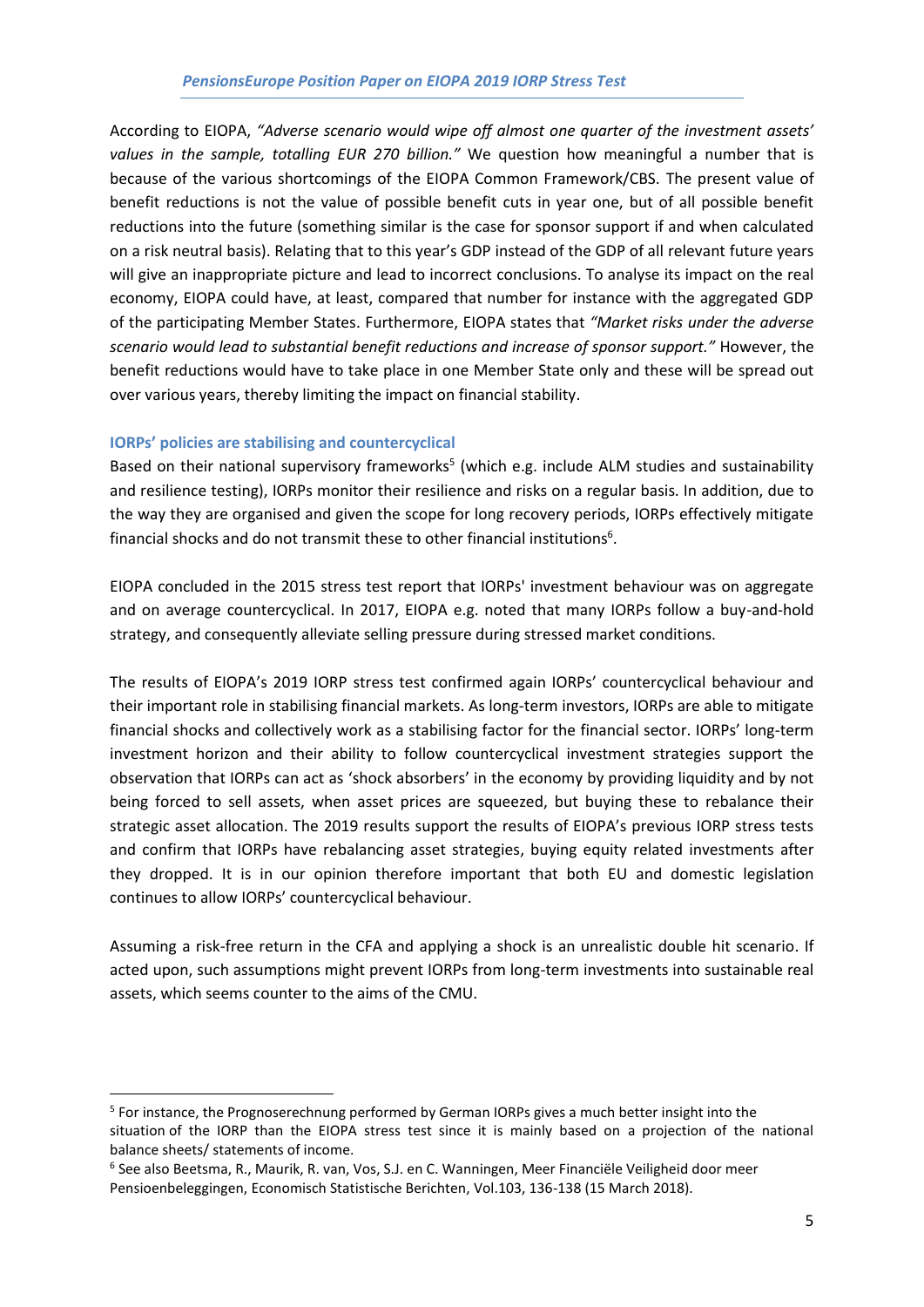According to EIOPA, *"Adverse scenario would wipe off almost one quarter of the investment assets' values in the sample, totalling EUR 270 billion."* We question how meaningful a number that is because of the various shortcomings of the EIOPA Common Framework/CBS. The present value of benefit reductions is not the value of possible benefit cuts in year one, but of all possible benefit reductions into the future (something similar is the case for sponsor support if and when calculated on a risk neutral basis). Relating that to this year's GDP instead of the GDP of all relevant future years will give an inappropriate picture and lead to incorrect conclusions. To analyse its impact on the real economy, EIOPA could have, at least, compared that number for instance with the aggregated GDP of the participating Member States. Furthermore, EIOPA states that *"Market risks under the adverse scenario would lead to substantial benefit reductions and increase of sponsor support."* However, the benefit reductions would have to take place in one Member State only and these will be spread out over various years, thereby limiting the impact on financial stability.

### IORPs' policies are stabilising and countercyclical

Based on their national supervisory frameworks[5] (which e.g. include ALM studies and sustainability and resilience testing), IORPs monitor their resilience and risks on a regular basis. In addition, due to the way they are organised and given the scope for long recovery periods, IORPs effectively mitigate financial shocks and do not transmit these to other financial institutions[6].

EIOPA concluded in the 2015 stress test report that IORPs' investment behaviour was on aggregate and on average countercyclical. In 2017, EIOPA e.g. noted that many IORPs follow a buy-and-hold strategy, and consequently alleviate selling pressure during stressed market conditions.

The results of EIOPA's 2019 IORP stress test confirmed again IORPs' countercyclical behaviour and their important role in stabilising financial markets. As long-term investors, IORPs are able to mitigate financial shocks and collectively work as a stabilising factor for the financial sector. IORPs' long-term investment horizon and their ability to follow countercyclical investment strategies support the observation that IORPs can act as 'shock absorbers' in the economy by providing liquidity and by not being forced to sell assets, when asset prices are squeezed, but buying these to rebalance their strategic asset allocation. The 2019 results support the results of EIOPA's previous IORP stress tests and confirm that IORPs have rebalancing asset strategies, buying equity related investments after they dropped. It is in our opinion therefore important that both EU and domestic legislation continues to allow IORPs' countercyclical behaviour.

Assuming a risk-free return in the CFA and applying a shock is an unrealistic double hit scenario. If acted upon, such assumptions might prevent IORPs from long-term investments into sustainable real assets, which seems counter to the aims of the CMU.

---

[5] For instance, the Prognoserechnung performed by German IORPs gives a much better insight into the situation of the IORP than the EIOPA stress test since it is mainly based on a projection of the national balance sheets/ statements of income.

[6] See also Beetsma, R., Maurik, R. van, Vos, S.J. en C. Wanningen, Meer Financiële Veiligheid door meer Pensioenbeleggingen, Economisch Statistische Berichten, Vol.103, 136-138 (15 March 2018).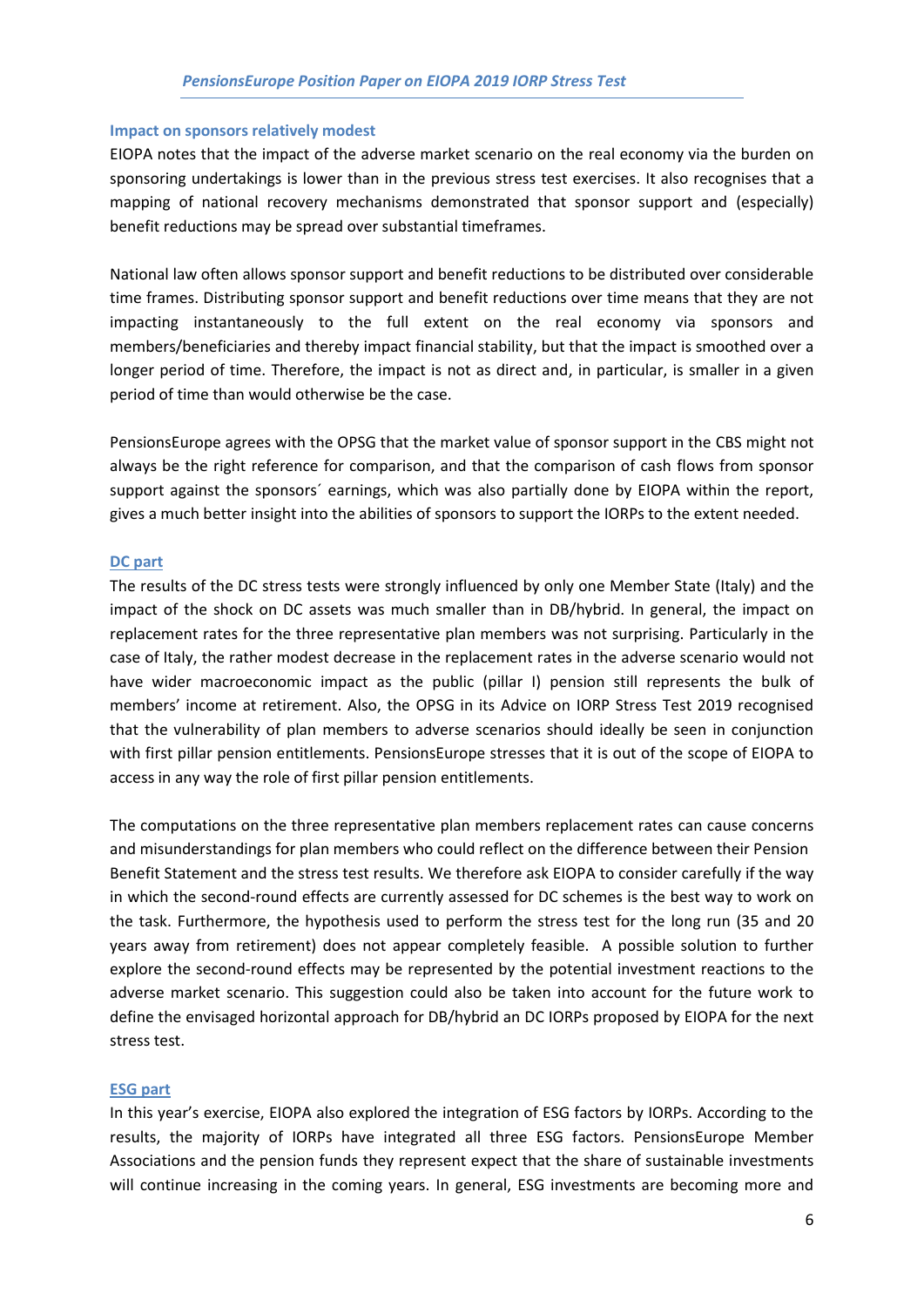### Impact on sponsors relatively modest

EIOPA notes that the impact of the adverse market scenario on the real economy via the burden on sponsoring undertakings is lower than in the previous stress test exercises. It also recognises that a mapping of national recovery mechanisms demonstrated that sponsor support and (especially) benefit reductions may be spread over substantial timeframes.

National law often allows sponsor support and benefit reductions to be distributed over considerable time frames. Distributing sponsor support and benefit reductions over time means that they are not impacting instantaneously to the full extent on the real economy via sponsors and members/beneficiaries and thereby impact financial stability, but that the impact is smoothed over a longer period of time. Therefore, the impact is not as direct and, in particular, is smaller in a given period of time than would otherwise be the case.

PensionsEurope agrees with the OPSG that the market value of sponsor support in the CBS might not always be the right reference for comparison, and that the comparison of cash flows from sponsor support against the sponsors´ earnings, which was also partially done by EIOPA within the report, gives a much better insight into the abilities of sponsors to support the IORPs to the extent needed.

### DC part

The results of the DC stress tests were strongly influenced by only one Member State (Italy) and the impact of the shock on DC assets was much smaller than in DB/hybrid. In general, the impact on replacement rates for the three representative plan members was not surprising. Particularly in the case of Italy, the rather modest decrease in the replacement rates in the adverse scenario would not have wider macroeconomic impact as the public (pillar I) pension still represents the bulk of members' income at retirement. Also, the OPSG in its Advice on IORP Stress Test 2019 recognised that the vulnerability of plan members to adverse scenarios should ideally be seen in conjunction with first pillar pension entitlements. PensionsEurope stresses that it is out of the scope of EIOPA to access in any way the role of first pillar pension entitlements.

The computations on the three representative plan members replacement rates can cause concerns and misunderstandings for plan members who could reflect on the difference between their Pension Benefit Statement and the stress test results. We therefore ask EIOPA to consider carefully if the way in which the second-round effects are currently assessed for DC schemes is the best way to work on the task. Furthermore, the hypothesis used to perform the stress test for the long run (35 and 20 years away from retirement) does not appear completely feasible. A possible solution to further explore the second-round effects may be represented by the potential investment reactions to the adverse market scenario. This suggestion could also be taken into account for the future work to define the envisaged horizontal approach for DB/hybrid an DC IORPs proposed by EIOPA for the next stress test.

### ESG part

In this year's exercise, EIOPA also explored the integration of ESG factors by IORPs. According to the results, the majority of IORPs have integrated all three ESG factors. PensionsEurope Member Associations and the pension funds they represent expect that the share of sustainable investments will continue increasing in the coming years. In general, ESG investments are becoming more and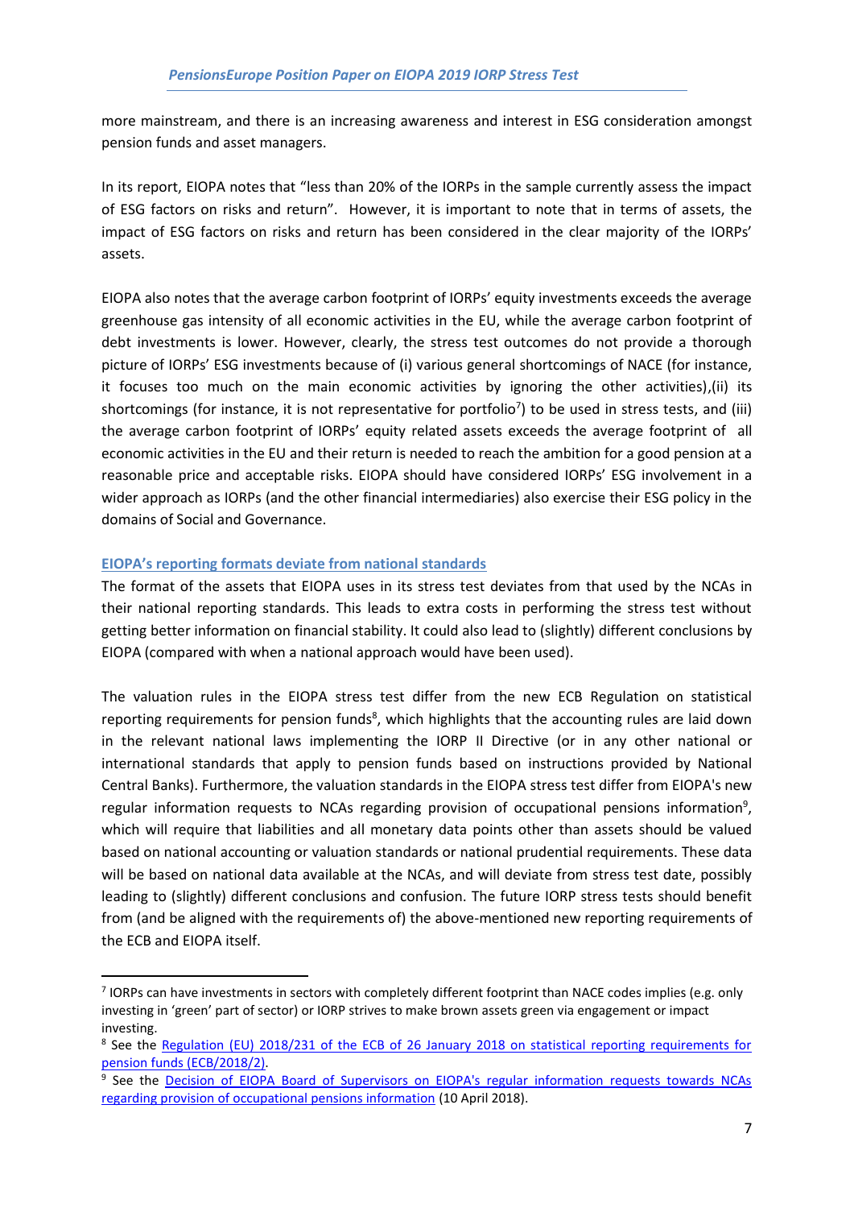more mainstream, and there is an increasing awareness and interest in ESG consideration amongst pension funds and asset managers.

In its report, EIOPA notes that "less than 20% of the IORPs in the sample currently assess the impact of ESG factors on risks and return". However, it is important to note that in terms of assets, the impact of ESG factors on risks and return has been considered in the clear majority of the IORPs' assets.

EIOPA also notes that the average carbon footprint of IORPs' equity investments exceeds the average greenhouse gas intensity of all economic activities in the EU, while the average carbon footprint of debt investments is lower. However, clearly, the stress test outcomes do not provide a thorough picture of IORPs' ESG investments because of (i) various general shortcomings of NACE (for instance, it focuses too much on the main economic activities by ignoring the other activities),(ii) its shortcomings (for instance, it is not representative for portfolio[7]) to be used in stress tests, and (iii) the average carbon footprint of IORPs' equity related assets exceeds the average footprint of all economic activities in the EU and their return is needed to reach the ambition for a good pension at a reasonable price and acceptable risks. EIOPA should have considered IORPs' ESG involvement in a wider approach as IORPs (and the other financial intermediaries) also exercise their ESG policy in the domains of Social and Governance.

### EIOPA's reporting formats deviate from national standards

The format of the assets that EIOPA uses in its stress test deviates from that used by the NCAs in their national reporting standards. This leads to extra costs in performing the stress test without getting better information on financial stability. It could also lead to (slightly) different conclusions by EIOPA (compared with when a national approach would have been used).

The valuation rules in the EIOPA stress test differ from the new ECB Regulation on statistical reporting requirements for pension funds[8], which highlights that the accounting rules are laid down in the relevant national laws implementing the IORP II Directive (or in any other national or international standards that apply to pension funds based on instructions provided by National Central Banks). Furthermore, the valuation standards in the EIOPA stress test differ from EIOPA's new regular information requests to NCAs regarding provision of occupational pensions information[9], which will require that liabilities and all monetary data points other than assets should be valued based on national accounting or valuation standards or national prudential requirements. These data will be based on national data available at the NCAs, and will deviate from stress test date, possibly leading to (slightly) different conclusions and confusion. The future IORP stress tests should benefit from (and be aligned with the requirements of) the above-mentioned new reporting requirements of the ECB and EIOPA itself.

---

[7] IORPs can have investments in sectors with completely different footprint than NACE codes implies (e.g. only investing in 'green' part of sector) or IORP strives to make brown assets green via engagement or impact investing.

[8] See the Regulation (EU) 2018/231 of the ECB of 26 January 2018 on statistical reporting requirements for pension funds (ECB/2018/2).

[9] See the Decision of EIOPA Board of Supervisors on EIOPA's regular information requests towards NCAs regarding provision of occupational pensions information (10 April 2018).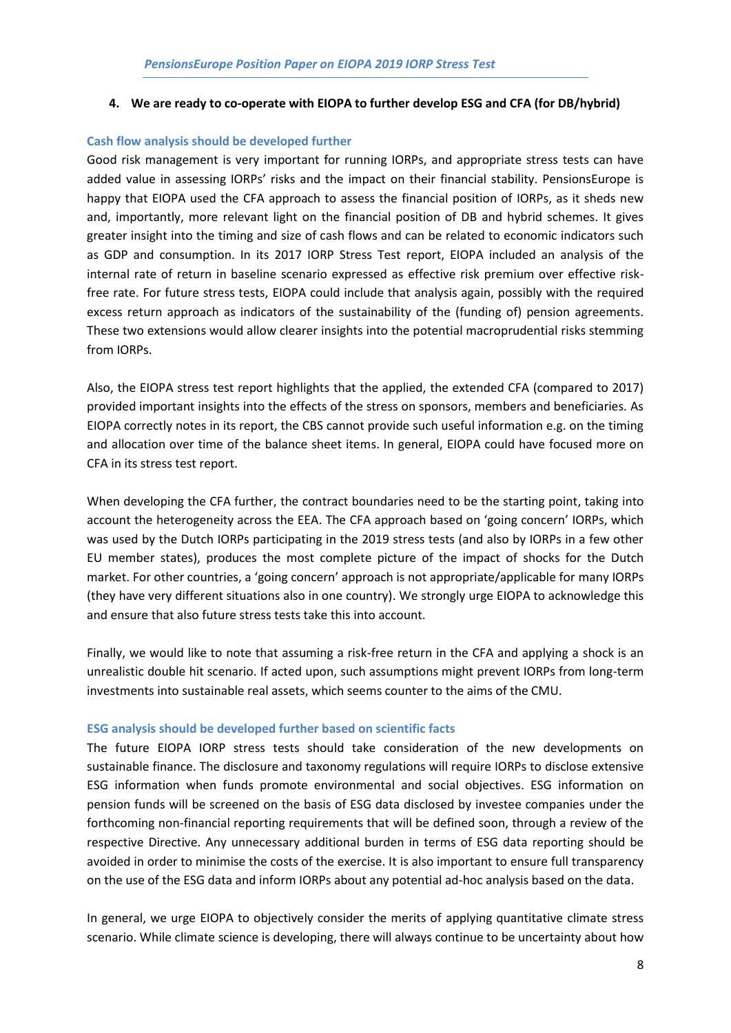## 4. We are ready to co-operate with EIOPA to further develop ESG and CFA (for DB/hybrid)

### Cash flow analysis should be developed further

Good risk management is very important for running IORPs, and appropriate stress tests can have added value in assessing IORPs' risks and the impact on their financial stability. PensionsEurope is happy that EIOPA used the CFA approach to assess the financial position of IORPs, as it sheds new and, importantly, more relevant light on the financial position of DB and hybrid schemes. It gives greater insight into the timing and size of cash flows and can be related to economic indicators such as GDP and consumption. In its 2017 IORP Stress Test report, EIOPA included an analysis of the internal rate of return in baseline scenario expressed as effective risk premium over effective risk-free rate. For future stress tests, EIOPA could include that analysis again, possibly with the required excess return approach as indicators of the sustainability of the (funding of) pension agreements. These two extensions would allow clearer insights into the potential macroprudential risks stemming from IORPs.

Also, the EIOPA stress test report highlights that the applied, the extended CFA (compared to 2017) provided important insights into the effects of the stress on sponsors, members and beneficiaries. As EIOPA correctly notes in its report, the CBS cannot provide such useful information e.g. on the timing and allocation over time of the balance sheet items. In general, EIOPA could have focused more on CFA in its stress test report.

When developing the CFA further, the contract boundaries need to be the starting point, taking into account the heterogeneity across the EEA. The CFA approach based on 'going concern' IORPs, which was used by the Dutch IORPs participating in the 2019 stress tests (and also by IORPs in a few other EU member states), produces the most complete picture of the impact of shocks for the Dutch market. For other countries, a 'going concern' approach is not appropriate/applicable for many IORPs (they have very different situations also in one country). We strongly urge EIOPA to acknowledge this and ensure that also future stress tests take this into account.

Finally, we would like to note that assuming a risk-free return in the CFA and applying a shock is an unrealistic double hit scenario. If acted upon, such assumptions might prevent IORPs from long-term investments into sustainable real assets, which seems counter to the aims of the CMU.

### ESG analysis should be developed further based on scientific facts

The future EIOPA IORP stress tests should take consideration of the new developments on sustainable finance. The disclosure and taxonomy regulations will require IORPs to disclose extensive ESG information when funds promote environmental and social objectives. ESG information on pension funds will be screened on the basis of ESG data disclosed by investee companies under the forthcoming non-financial reporting requirements that will be defined soon, through a review of the respective Directive. Any unnecessary additional burden in terms of ESG data reporting should be avoided in order to minimise the costs of the exercise. It is also important to ensure full transparency on the use of the ESG data and inform IORPs about any potential ad-hoc analysis based on the data.

In general, we urge EIOPA to objectively consider the merits of applying quantitative climate stress scenario. While climate science is developing, there will always continue to be uncertainty about how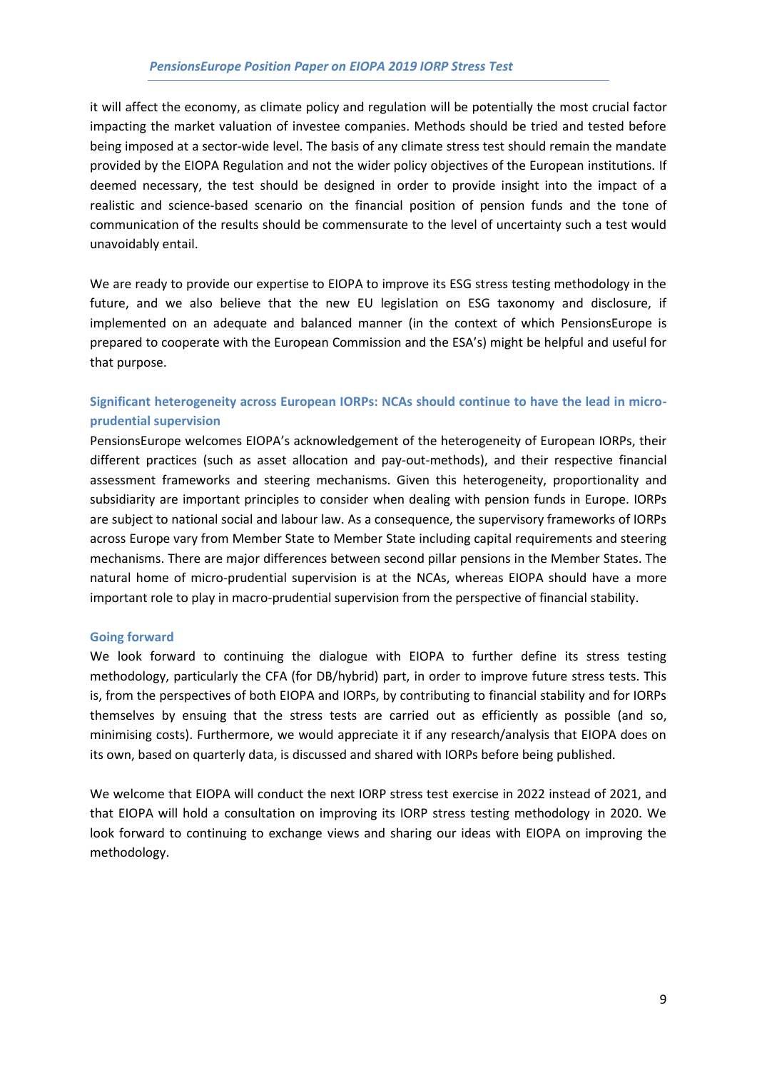it will affect the economy, as climate policy and regulation will be potentially the most crucial factor impacting the market valuation of investee companies. Methods should be tried and tested before being imposed at a sector-wide level. The basis of any climate stress test should remain the mandate provided by the EIOPA Regulation and not the wider policy objectives of the European institutions. If deemed necessary, the test should be designed in order to provide insight into the impact of a realistic and science-based scenario on the financial position of pension funds and the tone of communication of the results should be commensurate to the level of uncertainty such a test would unavoidably entail.

We are ready to provide our expertise to EIOPA to improve its ESG stress testing methodology in the future, and we also believe that the new EU legislation on ESG taxonomy and disclosure, if implemented on an adequate and balanced manner (in the context of which PensionsEurope is prepared to cooperate with the European Commission and the ESA's) might be helpful and useful for that purpose.

### Significant heterogeneity across European IORPs: NCAs should continue to have the lead in micro-prudential supervision

PensionsEurope welcomes EIOPA's acknowledgement of the heterogeneity of European IORPs, their different practices (such as asset allocation and pay-out-methods), and their respective financial assessment frameworks and steering mechanisms. Given this heterogeneity, proportionality and subsidiarity are important principles to consider when dealing with pension funds in Europe. IORPs are subject to national social and labour law. As a consequence, the supervisory frameworks of IORPs across Europe vary from Member State to Member State including capital requirements and steering mechanisms. There are major differences between second pillar pensions in the Member States. The natural home of micro-prudential supervision is at the NCAs, whereas EIOPA should have a more important role to play in macro-prudential supervision from the perspective of financial stability.

### Going forward

We look forward to continuing the dialogue with EIOPA to further define its stress testing methodology, particularly the CFA (for DB/hybrid) part, in order to improve future stress tests. This is, from the perspectives of both EIOPA and IORPs, by contributing to financial stability and for IORPs themselves by ensuing that the stress tests are carried out as efficiently as possible (and so, minimising costs). Furthermore, we would appreciate it if any research/analysis that EIOPA does on its own, based on quarterly data, is discussed and shared with IORPs before being published.

We welcome that EIOPA will conduct the next IORP stress test exercise in 2022 instead of 2021, and that EIOPA will hold a consultation on improving its IORP stress testing methodology in 2020. We look forward to continuing to exchange views and sharing our ideas with EIOPA on improving the methodology.